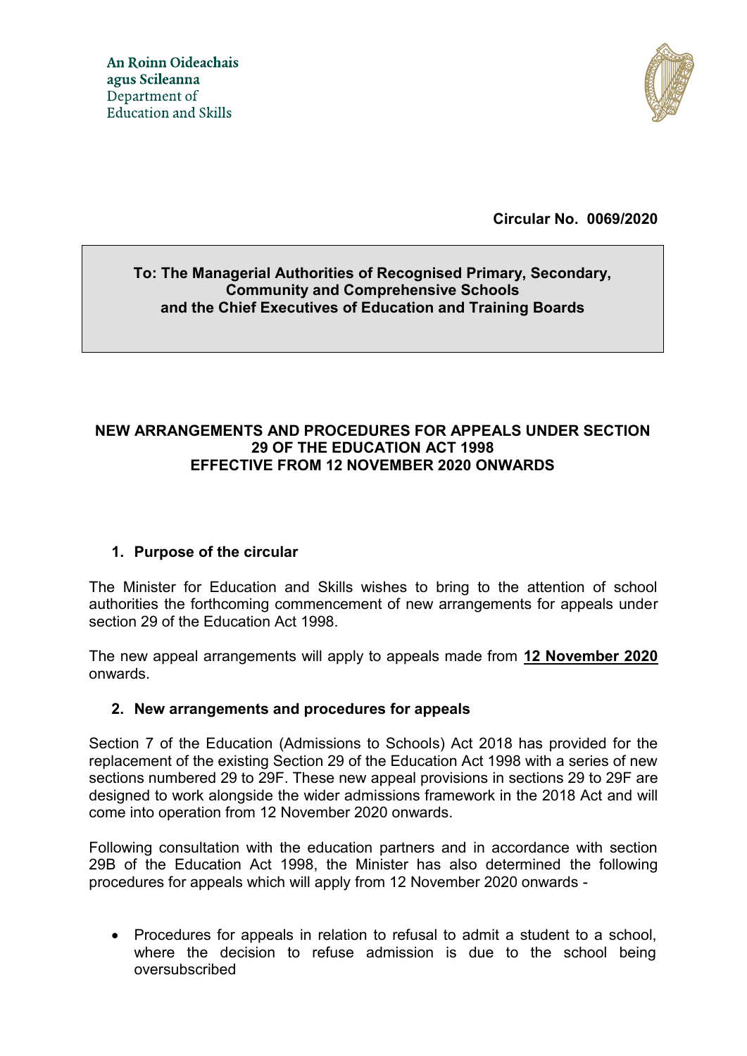An Roinn Oideachais
agus Scileanna
Department of
Education and Skills

**Circular No. 0069/2020**

**To: The Managerial Authorities of Recognised Primary, Secondary, Community and Comprehensive Schools and the Chief Executives of Education and Training Boards**

# NEW ARRANGEMENTS AND PROCEDURES FOR APPEALS UNDER SECTION 29 OF THE EDUCATION ACT 1998 EFFECTIVE FROM 12 NOVEMBER 2020 ONWARDS

## 1. Purpose of the circular

The Minister for Education and Skills wishes to bring to the attention of school authorities the forthcoming commencement of new arrangements for appeals under section 29 of the Education Act 1998.

The new appeal arrangements will apply to appeals made from **12 November 2020** onwards.

## 2. New arrangements and procedures for appeals

Section 7 of the Education (Admissions to Schools) Act 2018 has provided for the replacement of the existing Section 29 of the Education Act 1998 with a series of new sections numbered 29 to 29F. These new appeal provisions in sections 29 to 29F are designed to work alongside the wider admissions framework in the 2018 Act and will come into operation from 12 November 2020 onwards.

Following consultation with the education partners and in accordance with section 29B of the Education Act 1998, the Minister has also determined the following procedures for appeals which will apply from 12 November 2020 onwards -

- Procedures for appeals in relation to refusal to admit a student to a school, where the decision to refuse admission is due to the school being oversubscribed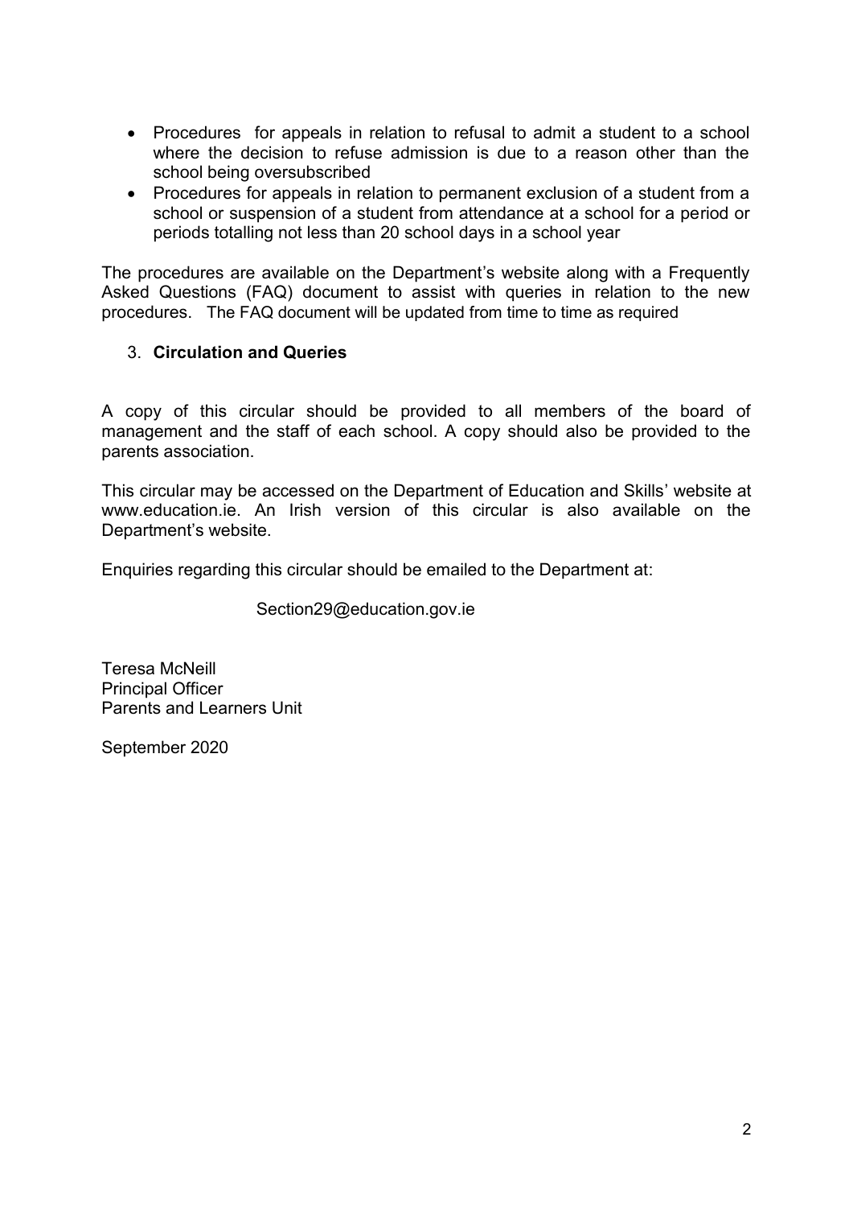- Procedures  for appeals in relation to refusal to admit a student to a school where the decision to refuse admission is due to a reason other than the school being oversubscribed
- Procedures for appeals in relation to permanent exclusion of a student from a school or suspension of a student from attendance at a school for a period or periods totalling not less than 20 school days in a school year

The procedures are available on the Department's website along with a Frequently Asked Questions (FAQ) document to assist with queries in relation to the new procedures.   The FAQ document will be updated from time to time as required

3. **Circulation and Queries**

A copy of this circular should be provided to all members of the board of management and the staff of each school. A copy should also be provided to the parents association.

This circular may be accessed on the Department of Education and Skills' website at www.education.ie. An Irish version of this circular is also available on the Department's website.

Enquiries regarding this circular should be emailed to the Department at:

Section29@education.gov.ie

Teresa McNeill
Principal Officer
Parents and Learners Unit

September 2020